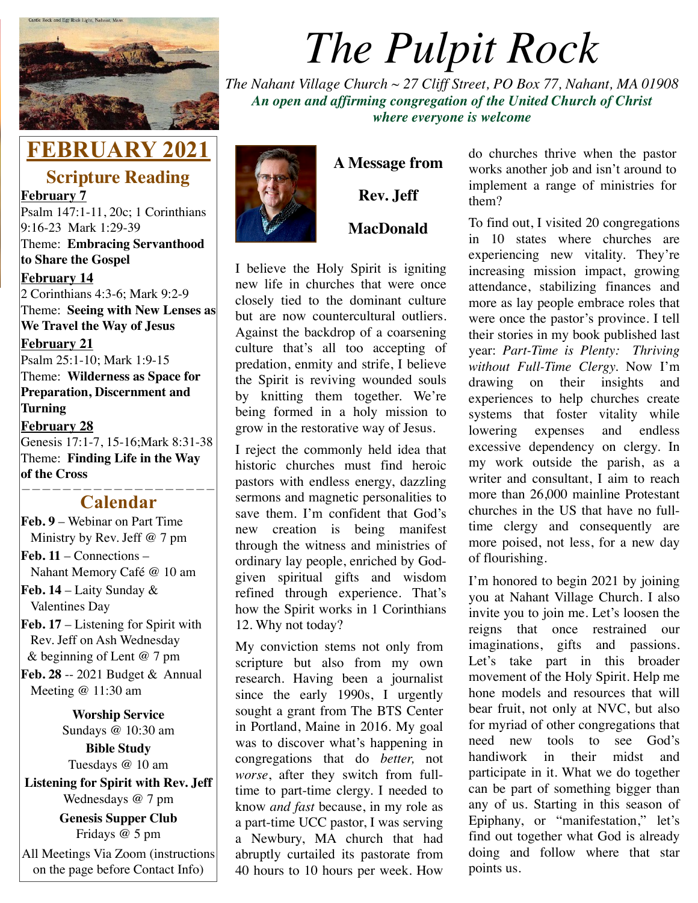# The Pulpit Rock

*The Nahant Village Church ~ 27 Cliff Street, PO Box 77, Nahant, MA 01908*
***An open and affirming congregation of the United Church of Christ where everyone is welcome***

## FEBRUARY 2021

### Scripture Reading

**February 7**
Psalm 147:1-11, 20c; 1 Corinthians 9:16-23 Mark 1:29-39
Theme: **Embracing Servanthood to Share the Gospel**

**February 14**
2 Corinthians 4:3-6; Mark 9:2-9
Theme: **Seeing with New Lenses as We Travel the Way of Jesus**

**February 21**
Psalm 25:1-10; Mark 1:9-15
Theme: **Wilderness as Space for Preparation, Discernment and Turning**

**February 28**
Genesis 17:1-7, 15-16;Mark 8:31-38
Theme: **Finding Life in the Way of the Cross**

### Calendar

**Feb. 9** – Webinar on Part Time Ministry by Rev. Jeff @ 7 pm

**Feb. 11** – Connections – Nahant Memory Café @ 10 am

**Feb. 14** – Laity Sunday & Valentines Day

**Feb. 17** – Listening for Spirit with Rev. Jeff on Ash Wednesday & beginning of Lent @ 7 pm

**Feb. 28** -- 2021 Budget & Annual Meeting @ 11:30 am

**Worship Service**
Sundays @ 10:30 am

**Bible Study**
Tuesdays @ 10 am

**Listening for Spirit with Rev. Jeff**
Wednesdays @ 7 pm

**Genesis Supper Club**
Fridays @ 5 pm

All Meetings Via Zoom (instructions on the page before Contact Info)

## A Message from Rev. Jeff MacDonald

I believe the Holy Spirit is igniting new life in churches that were once closely tied to the dominant culture but are now countercultural outliers. Against the backdrop of a coarsening culture that's all too accepting of predation, enmity and strife, I believe the Spirit is reviving wounded souls by knitting them together. We're being formed in a holy mission to grow in the restorative way of Jesus.

I reject the commonly held idea that historic churches must find heroic pastors with endless energy, dazzling sermons and magnetic personalities to save them. I'm confident that God's new creation is being manifest through the witness and ministries of ordinary lay people, enriched by God-given spiritual gifts and wisdom refined through experience. That's how the Spirit works in 1 Corinthians 12. Why not today?

My conviction stems not only from scripture but also from my own research. Having been a journalist since the early 1990s, I urgently sought a grant from The BTS Center in Portland, Maine in 2016. My goal was to discover what's happening in congregations that do *better,* not *worse*, after they switch from full-time to part-time clergy. I needed to know *and fast* because, in my role as a part-time UCC pastor, I was serving a Newbury, MA church that had abruptly curtailed its pastorate from 40 hours to 10 hours per week. How do churches thrive when the pastor works another job and isn't around to implement a range of ministries for them?

To find out, I visited 20 congregations in 10 states where churches are experiencing new vitality. They're increasing mission impact, growing attendance, stabilizing finances and more as lay people embrace roles that were once the pastor's province. I tell their stories in my book published last year: *Part-Time is Plenty: Thriving without Full-Time Clergy.* Now I'm drawing on their insights and experiences to help churches create systems that foster vitality while lowering expenses and endless excessive dependency on clergy. In my work outside the parish, as a writer and consultant, I aim to reach more than 26,000 mainline Protestant churches in the US that have no full-time clergy and consequently are more poised, not less, for a new day of flourishing.

I'm honored to begin 2021 by joining you at Nahant Village Church. I also invite you to join me. Let's loosen the reigns that once restrained our imaginations, gifts and passions. Let's take part in this broader movement of the Holy Spirit. Help me hone models and resources that will bear fruit, not only at NVC, but also for myriad of other congregations that need new tools to see God's handiwork in their midst and participate in it. What we do together can be part of something bigger than any of us. Starting in this season of Epiphany, or "manifestation," let's find out together what God is already doing and follow where that star points us.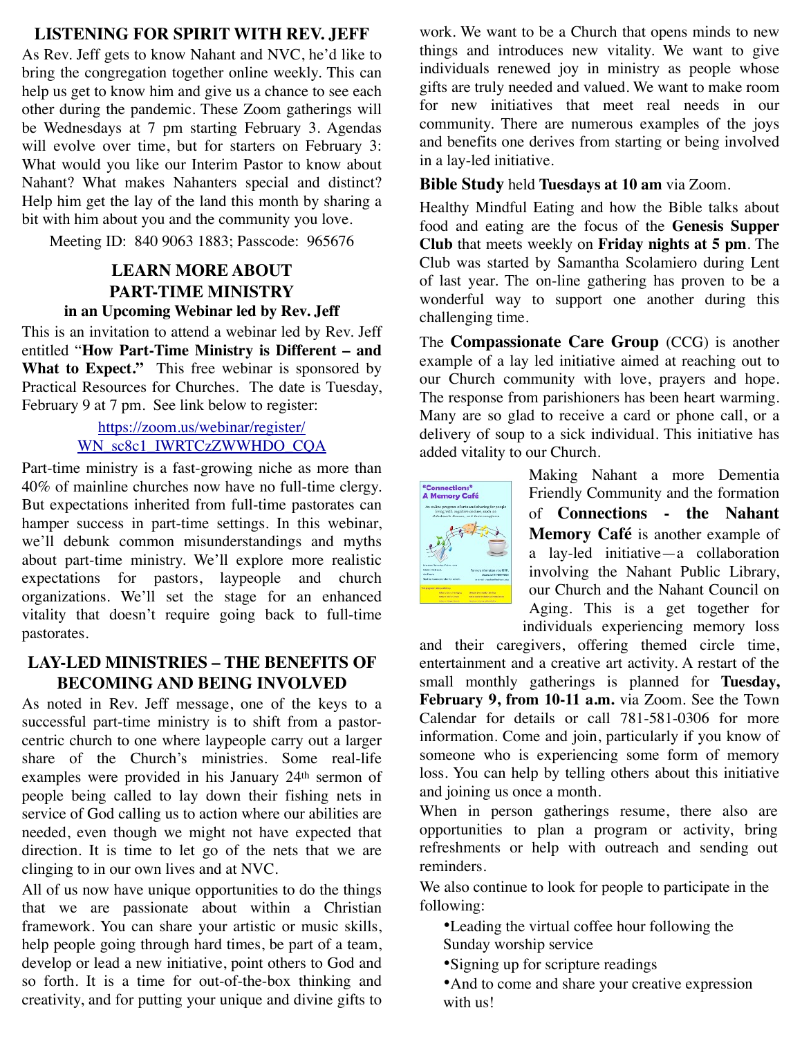## LISTENING FOR SPIRIT WITH REV. JEFF

As Rev. Jeff gets to know Nahant and NVC, he'd like to bring the congregation together online weekly. This can help us get to know him and give us a chance to see each other during the pandemic. These Zoom gatherings will be Wednesdays at 7 pm starting February 3. Agendas will evolve over time, but for starters on February 3: What would you like our Interim Pastor to know about Nahant? What makes Nahanters special and distinct? Help him get the lay of the land this month by sharing a bit with him about you and the community you love.

Meeting ID: 840 9063 1883; Passcode: 965676

## LEARN MORE ABOUT PART-TIME MINISTRY

### in an Upcoming Webinar led by Rev. Jeff

This is an invitation to attend a webinar led by Rev. Jeff entitled "**How Part-Time Ministry is Different – and What to Expect.**" This free webinar is sponsored by Practical Resources for Churches. The date is Tuesday, February 9 at 7 pm. See link below to register:

https://zoom.us/webinar/register/WN_sc8c1_IWRTCzZWWHDO_CQA

Part-time ministry is a fast-growing niche as more than 40% of mainline churches now have no full-time clergy. But expectations inherited from full-time pastorates can hamper success in part-time settings. In this webinar, we'll debunk common misunderstandings and myths about part-time ministry. We'll explore more realistic expectations for pastors, laypeople and church organizations. We'll set the stage for an enhanced vitality that doesn't require going back to full-time pastorates.

## LAY-LED MINISTRIES – THE BENEFITS OF BECOMING AND BEING INVOLVED

As noted in Rev. Jeff message, one of the keys to a successful part-time ministry is to shift from a pastor-centric church to one where laypeople carry out a larger share of the Church's ministries. Some real-life examples were provided in his January 24th sermon of people being called to lay down their fishing nets in service of God calling us to action where our abilities are needed, even though we might not have expected that direction. It is time to let go of the nets that we are clinging to in our own lives and at NVC.

All of us now have unique opportunities to do the things that we are passionate about within a Christian framework. You can share your artistic or music skills, help people going through hard times, be part of a team, develop or lead a new initiative, point others to God and so forth. It is a time for out-of-the-box thinking and creativity, and for putting your unique and divine gifts to work. We want to be a Church that opens minds to new things and introduces new vitality. We want to give individuals renewed joy in ministry as people whose gifts are truly needed and valued. We want to make room for new initiatives that meet real needs in our community. There are numerous examples of the joys and benefits one derives from starting or being involved in a lay-led initiative.

**Bible Study** held **Tuesdays at 10 am** via Zoom.

Healthy Mindful Eating and how the Bible talks about food and eating are the focus of the **Genesis Supper Club** that meets weekly on **Friday nights at 5 pm**. The Club was started by Samantha Scolamiero during Lent of last year. The on-line gathering has proven to be a wonderful way to support one another during this challenging time.

The **Compassionate Care Group** (CCG) is another example of a lay led initiative aimed at reaching out to our Church community with love, prayers and hope. The response from parishioners has been heart warming. Many are so glad to receive a card or phone call, or a delivery of soup to a sick individual. This initiative has added vitality to our Church.

Making Nahant a more Dementia Friendly Community and the formation of **Connections - the Nahant Memory Café** is another example of a lay-led initiative—a collaboration involving the Nahant Public Library, our Church and the Nahant Council on Aging. This is a get together for individuals experiencing memory loss and their caregivers, offering themed circle time, entertainment and a creative art activity. A restart of the small monthly gatherings is planned for **Tuesday, February 9, from 10-11 a.m.** via Zoom. See the Town Calendar for details or call 781-581-0306 for more information. Come and join, particularly if you know of someone who is experiencing some form of memory loss. You can help by telling others about this initiative and joining us once a month.

When in person gatherings resume, there also are opportunities to plan a program or activity, bring refreshments or help with outreach and sending out reminders.

We also continue to look for people to participate in the following:

- Leading the virtual coffee hour following the Sunday worship service
- Signing up for scripture readings
- And to come and share your creative expression with us!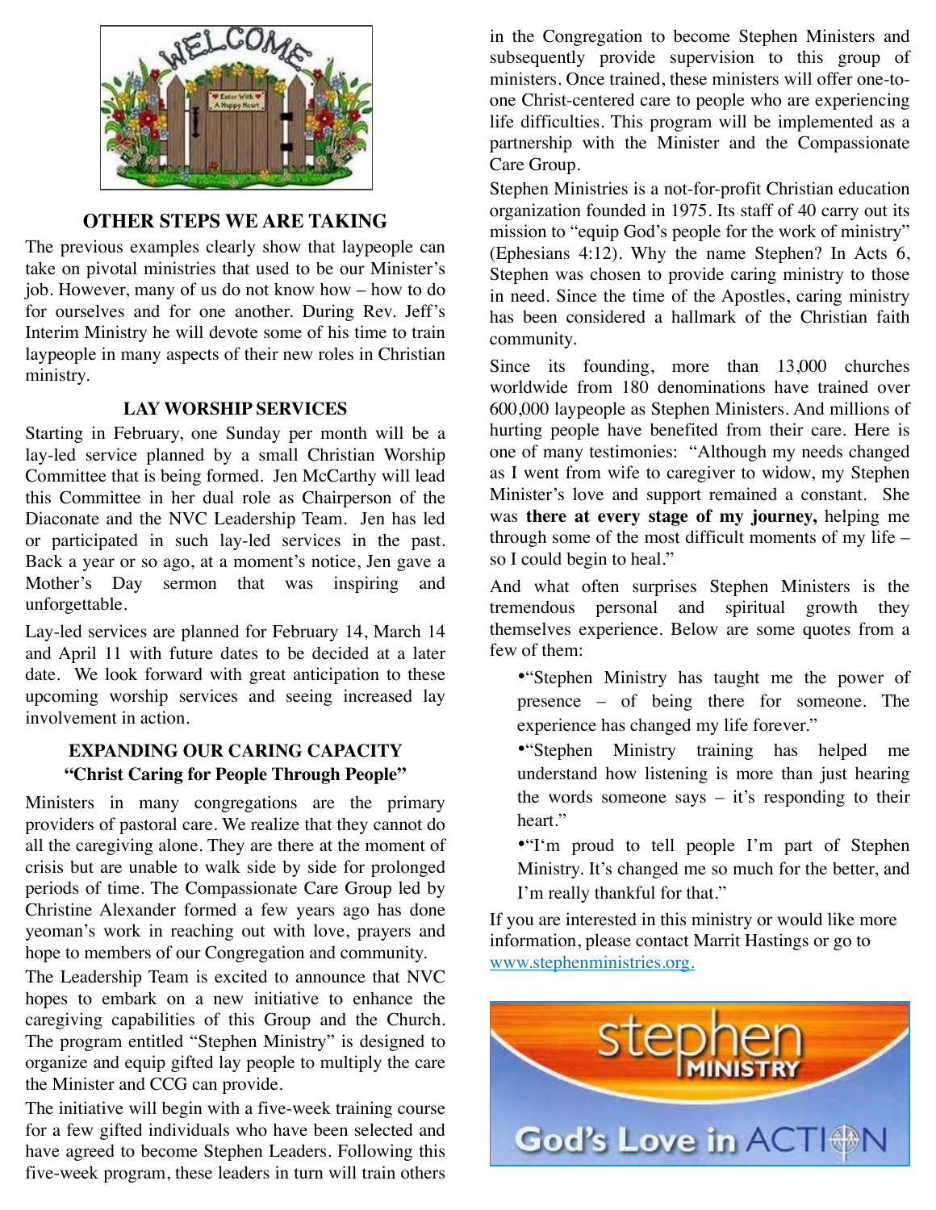## OTHER STEPS WE ARE TAKING

The previous examples clearly show that laypeople can take on pivotal ministries that used to be our Minister's job. However, many of us do not know how – how to do for ourselves and for one another. During Rev. Jeff's Interim Ministry he will devote some of his time to train laypeople in many aspects of their new roles in Christian ministry.

### LAY WORSHIP SERVICES

Starting in February, one Sunday per month will be a lay-led service planned by a small Christian Worship Committee that is being formed. Jen McCarthy will lead this Committee in her dual role as Chairperson of the Diaconate and the NVC Leadership Team. Jen has led or participated in such lay-led services in the past. Back a year or so ago, at a moment's notice, Jen gave a Mother's Day sermon that was inspiring and unforgettable.

Lay-led services are planned for February 14, March 14 and April 11 with future dates to be decided at a later date. We look forward with great anticipation to these upcoming worship services and seeing increased lay involvement in action.

### EXPANDING OUR CARING CAPACITY
### "Christ Caring for People Through People"

Ministers in many congregations are the primary providers of pastoral care. We realize that they cannot do all the caregiving alone. They are there at the moment of crisis but are unable to walk side by side for prolonged periods of time. The Compassionate Care Group led by Christine Alexander formed a few years ago has done yeoman's work in reaching out with love, prayers and hope to members of our Congregation and community.

The Leadership Team is excited to announce that NVC hopes to embark on a new initiative to enhance the caregiving capabilities of this Group and the Church. The program entitled "Stephen Ministry" is designed to organize and equip gifted lay people to multiply the care the Minister and CCG can provide.

The initiative will begin with a five-week training course for a few gifted individuals who have been selected and have agreed to become Stephen Leaders. Following this five-week program, these leaders in turn will train others in the Congregation to become Stephen Ministers and subsequently provide supervision to this group of ministers. Once trained, these ministers will offer one-to-one Christ-centered care to people who are experiencing life difficulties. This program will be implemented as a partnership with the Minister and the Compassionate Care Group.

Stephen Ministries is a not-for-profit Christian education organization founded in 1975. Its staff of 40 carry out its mission to "equip God's people for the work of ministry" (Ephesians 4:12). Why the name Stephen? In Acts 6, Stephen was chosen to provide caring ministry to those in need. Since the time of the Apostles, caring ministry has been considered a hallmark of the Christian faith community.

Since its founding, more than 13,000 churches worldwide from 180 denominations have trained over 600,000 laypeople as Stephen Ministers. And millions of hurting people have benefited from their care. Here is one of many testimonies: "Although my needs changed as I went from wife to caregiver to widow, my Stephen Minister's love and support remained a constant. She was **there at every stage of my journey,** helping me through some of the most difficult moments of my life – so I could begin to heal."

And what often surprises Stephen Ministers is the tremendous personal and spiritual growth they themselves experience. Below are some quotes from a few of them:

- "Stephen Ministry has taught me the power of presence – of being there for someone. The experience has changed my life forever."
- "Stephen Ministry training has helped me understand how listening is more than just hearing the words someone says – it's responding to their heart."
- "I'm proud to tell people I'm part of Stephen Ministry. It's changed me so much for the better, and I'm really thankful for that."

If you are interested in this ministry or would like more information, please contact Marrit Hastings or go to www.stephenministries.org.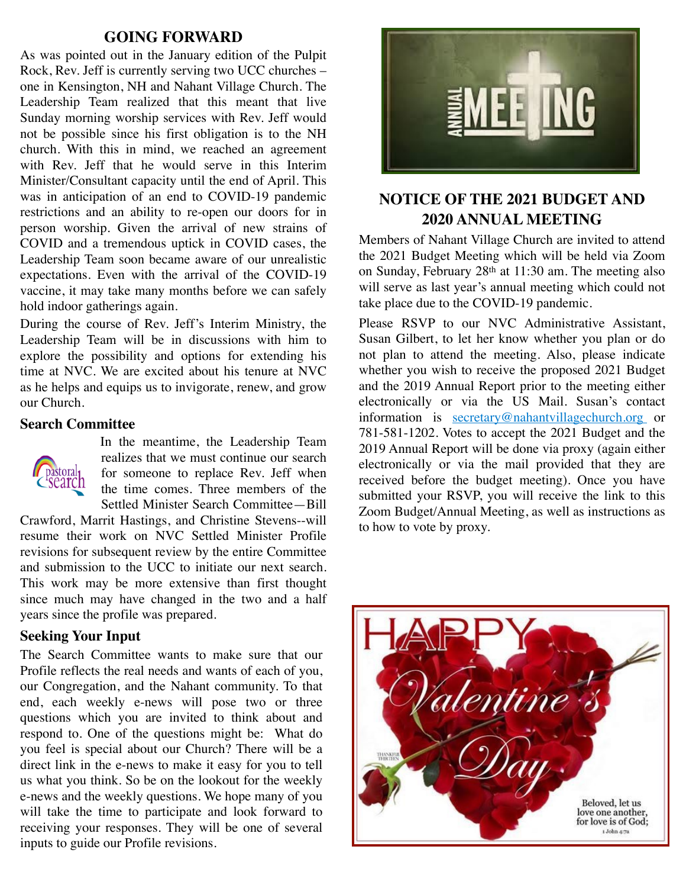## GOING FORWARD

As was pointed out in the January edition of the Pulpit Rock, Rev. Jeff is currently serving two UCC churches – one in Kensington, NH and Nahant Village Church. The Leadership Team realized that this meant that live Sunday morning worship services with Rev. Jeff would not be possible since his first obligation is to the NH church. With this in mind, we reached an agreement with Rev. Jeff that he would serve in this Interim Minister/Consultant capacity until the end of April. This was in anticipation of an end to COVID-19 pandemic restrictions and an ability to re-open our doors for in person worship. Given the arrival of new strains of COVID and a tremendous uptick in COVID cases, the Leadership Team soon became aware of our unrealistic expectations. Even with the arrival of the COVID-19 vaccine, it may take many months before we can safely hold indoor gatherings again.

During the course of Rev. Jeff's Interim Ministry, the Leadership Team will be in discussions with him to explore the possibility and options for extending his time at NVC. We are excited about his tenure at NVC as he helps and equips us to invigorate, renew, and grow our Church.

### Search Committee

In the meantime, the Leadership Team realizes that we must continue our search for someone to replace Rev. Jeff when the time comes. Three members of the Settled Minister Search Committee—Bill Crawford, Marrit Hastings, and Christine Stevens--will resume their work on NVC Settled Minister Profile revisions for subsequent review by the entire Committee and submission to the UCC to initiate our next search. This work may be more extensive than first thought since much may have changed in the two and a half years since the profile was prepared.

### Seeking Your Input

The Search Committee wants to make sure that our Profile reflects the real needs and wants of each of you, our Congregation, and the Nahant community. To that end, each weekly e-news will pose two or three questions which you are invited to think about and respond to. One of the questions might be: What do you feel is special about our Church? There will be a direct link in the e-news to make it easy for you to tell us what you think. So be on the lookout for the weekly e-news and the weekly questions. We hope many of you will take the time to participate and look forward to receiving your responses. They will be one of several inputs to guide our Profile revisions.

## NOTICE OF THE 2021 BUDGET AND 2020 ANNUAL MEETING

Members of Nahant Village Church are invited to attend the 2021 Budget Meeting which will be held via Zoom on Sunday, February 28th at 11:30 am. The meeting also will serve as last year's annual meeting which could not take place due to the COVID-19 pandemic.

Please RSVP to our NVC Administrative Assistant, Susan Gilbert, to let her know whether you plan or do not plan to attend the meeting. Also, please indicate whether you wish to receive the proposed 2021 Budget and the 2019 Annual Report prior to the meeting either electronically or via the US Mail. Susan's contact information is secretary@nahantvillagechurch.org or 781-581-1202. Votes to accept the 2021 Budget and the 2019 Annual Report will be done via proxy (again either electronically or via the mail provided that they are received before the budget meeting). Once you have submitted your RSVP, you will receive the link to this Zoom Budget/Annual Meeting, as well as instructions as to how to vote by proxy.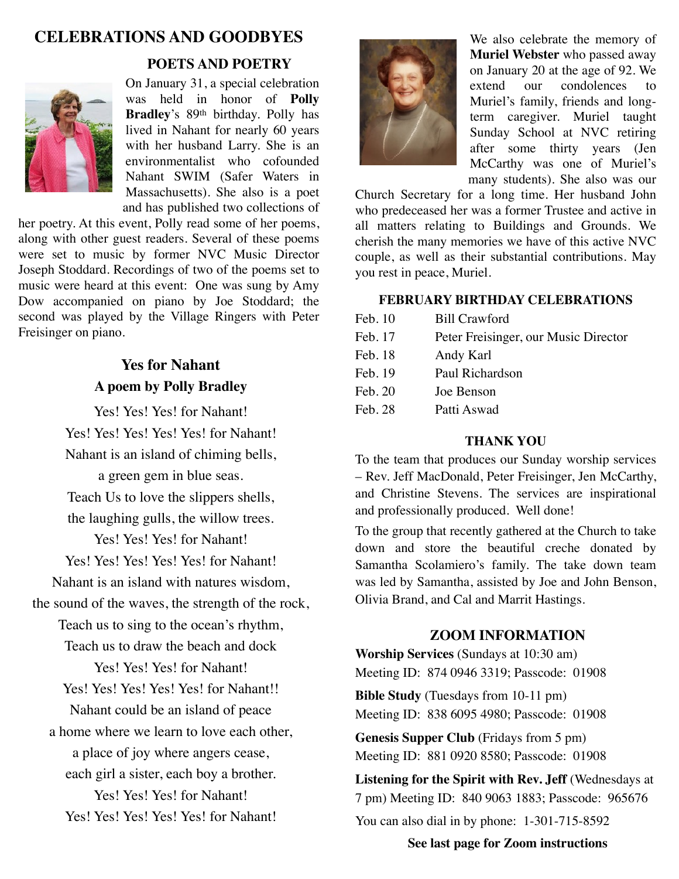# CELEBRATIONS AND GOODBYES

## POETS AND POETRY

On January 31, a special celebration was held in honor of **Polly Bradley**'s 89th birthday. Polly has lived in Nahant for nearly 60 years with her husband Larry. She is an environmentalist who cofounded Nahant SWIM (Safer Waters in Massachusetts). She also is a poet and has published two collections of her poetry. At this event, Polly read some of her poems, along with other guest readers. Several of these poems were set to music by former NVC Music Director Joseph Stoddard. Recordings of two of the poems set to music were heard at this event: One was sung by Amy Dow accompanied on piano by Joe Stoddard; the second was played by the Village Ringers with Peter Freisinger on piano.

### Yes for Nahant

**A poem by Polly Bradley**

Yes! Yes! Yes! for Nahant!
Yes! Yes! Yes! Yes! Yes! for Nahant!
Nahant is an island of chiming bells,
a green gem in blue seas.
Teach Us to love the slippers shells,
the laughing gulls, the willow trees.
Yes! Yes! Yes! for Nahant!
Yes! Yes! Yes! Yes! Yes! for Nahant!
Nahant is an island with natures wisdom,
the sound of the waves, the strength of the rock,
Teach us to sing to the ocean's rhythm,
Teach us to draw the beach and dock
Yes! Yes! Yes! for Nahant!
Yes! Yes! Yes! Yes! Yes! for Nahant!!
Nahant could be an island of peace
a home where we learn to love each other,
a place of joy where angers cease,
each girl a sister, each boy a brother.
Yes! Yes! Yes! for Nahant!
Yes! Yes! Yes! Yes! Yes! for Nahant!

We also celebrate the memory of **Muriel Webster** who passed away on January 20 at the age of 92. We extend our condolences to Muriel's family, friends and long-term caregiver. Muriel taught Sunday School at NVC retiring after some thirty years (Jen McCarthy was one of Muriel's many students). She also was our Church Secretary for a long time. Her husband John who predeceased her was a former Trustee and active in all matters relating to Buildings and Grounds. We cherish the many memories we have of this active NVC couple, as well as their substantial contributions. May you rest in peace, Muriel.

## FEBRUARY BIRTHDAY CELEBRATIONS

| | |
|---|---|
| Feb. 10 | Bill Crawford |
| Feb. 17 | Peter Freisinger, our Music Director |
| Feb. 18 | Andy Karl |
| Feb. 19 | Paul Richardson |
| Feb. 20 | Joe Benson |
| Feb. 28 | Patti Aswad |

## THANK YOU

To the team that produces our Sunday worship services – Rev. Jeff MacDonald, Peter Freisinger, Jen McCarthy, and Christine Stevens. The services are inspirational and professionally produced. Well done!

To the group that recently gathered at the Church to take down and store the beautiful creche donated by Samantha Scolamiero's family. The take down team was led by Samantha, assisted by Joe and John Benson, Olivia Brand, and Cal and Marrit Hastings.

## ZOOM INFORMATION

**Worship Services** (Sundays at 10:30 am)
Meeting ID: 874 0946 3319; Passcode: 01908

**Bible Study** (Tuesdays from 10-11 pm)
Meeting ID: 838 6095 4980; Passcode: 01908

**Genesis Supper Club** (Fridays from 5 pm)
Meeting ID: 881 0920 8580; Passcode: 01908

**Listening for the Spirit with Rev. Jeff** (Wednesdays at 7 pm) Meeting ID: 840 9063 1883; Passcode: 965676

You can also dial in by phone: 1-301-715-8592

**See last page for Zoom instructions**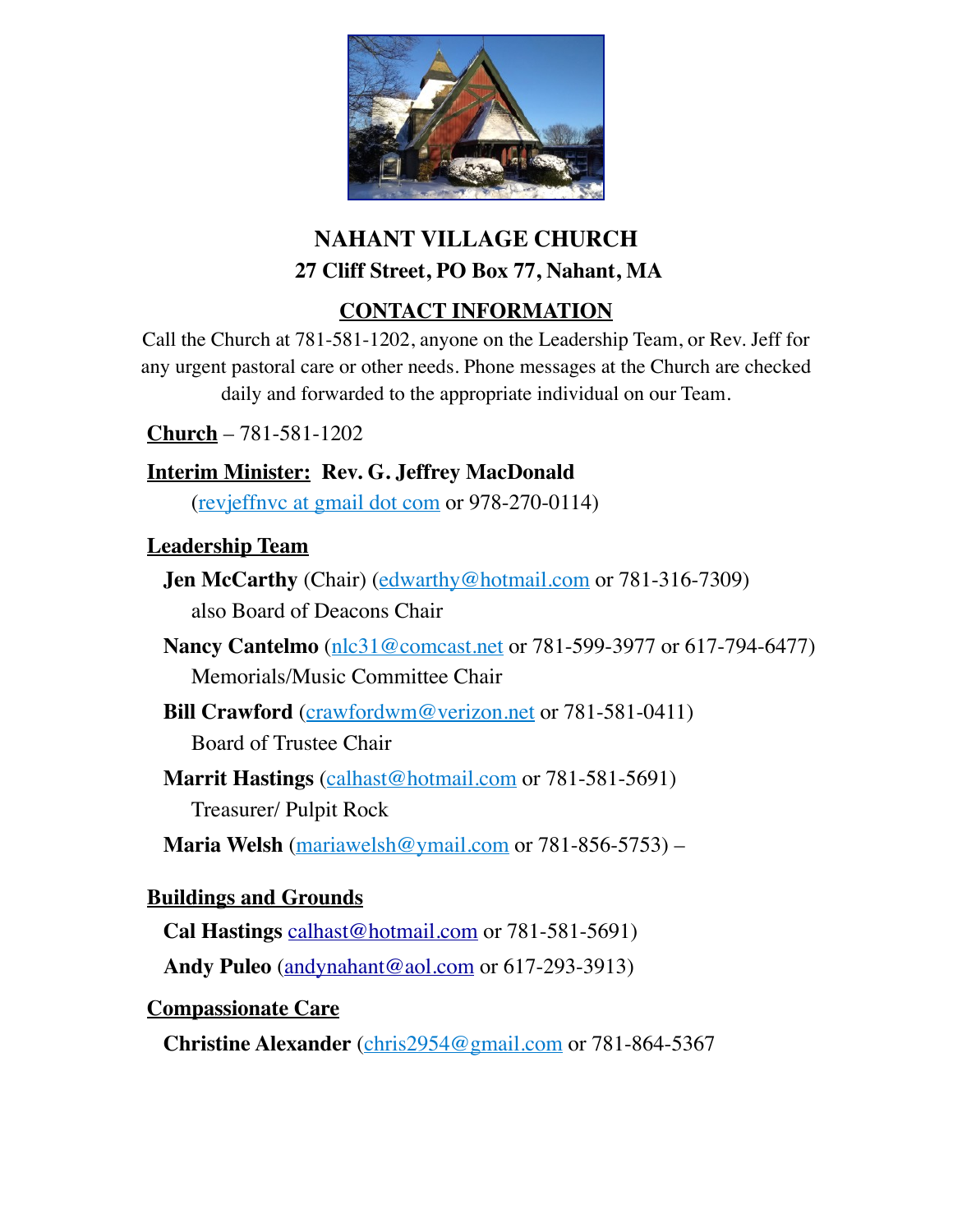# NAHANT VILLAGE CHURCH

## 27 Cliff Street, PO Box 77, Nahant, MA

## CONTACT INFORMATION

Call the Church at 781-581-1202, anyone on the Leadership Team, or Rev. Jeff for any urgent pastoral care or other needs. Phone messages at the Church are checked daily and forwarded to the appropriate individual on our Team.

**Church** – 781-581-1202

**Interim Minister: Rev. G. Jeffrey MacDonald**
(revjeffnvc at gmail dot com or 978-270-0114)

**Leadership Team**

**Jen McCarthy** (Chair) (edwarthy@hotmail.com or 781-316-7309)
also Board of Deacons Chair

**Nancy Cantelmo** (nlc31@comcast.net or 781-599-3977 or 617-794-6477)
Memorials/Music Committee Chair

**Bill Crawford** (crawfordwm@verizon.net or 781-581-0411)
Board of Trustee Chair

**Marrit Hastings** (calhast@hotmail.com or 781-581-5691)
Treasurer/ Pulpit Rock

**Maria Welsh** (mariawelsh@ymail.com or 781-856-5753) –

**Buildings and Grounds**

**Cal Hastings** calhast@hotmail.com or 781-581-5691)

**Andy Puleo** (andynahant@aol.com or 617-293-3913)

**Compassionate Care**

**Christine Alexander** (chris2954@gmail.com or 781-864-5367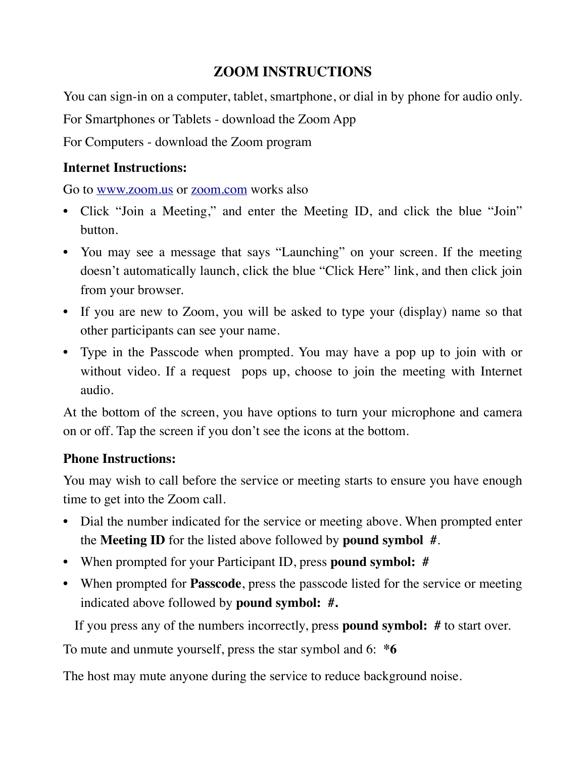# ZOOM INSTRUCTIONS

You can sign-in on a computer, tablet, smartphone, or dial in by phone for audio only.

For Smartphones or Tablets - download the Zoom App

For Computers - download the Zoom program

**Internet Instructions:**

Go to [www.zoom.us](http://www.zoom.us) or [zoom.com](http://zoom.com) works also

- Click "Join a Meeting," and enter the Meeting ID, and click the blue "Join" button.
- You may see a message that says "Launching" on your screen. If the meeting doesn't automatically launch, click the blue "Click Here" link, and then click join from your browser.
- If you are new to Zoom, you will be asked to type your (display) name so that other participants can see your name.
- Type in the Passcode when prompted. You may have a pop up to join with or without video. If a request pops up, choose to join the meeting with Internet audio.

At the bottom of the screen, you have options to turn your microphone and camera on or off. Tap the screen if you don't see the icons at the bottom.

**Phone Instructions:**

You may wish to call before the service or meeting starts to ensure you have enough time to get into the Zoom call.

- Dial the number indicated for the service or meeting above. When prompted enter the **Meeting ID** for the listed above followed by **pound symbol #**.
- When prompted for your Participant ID, press **pound symbol: #**
- When prompted for **Passcode**, press the passcode listed for the service or meeting indicated above followed by **pound symbol: #.**

If you press any of the numbers incorrectly, press **pound symbol: #** to start over.

To mute and unmute yourself, press the star symbol and 6: ***6**

The host may mute anyone during the service to reduce background noise.